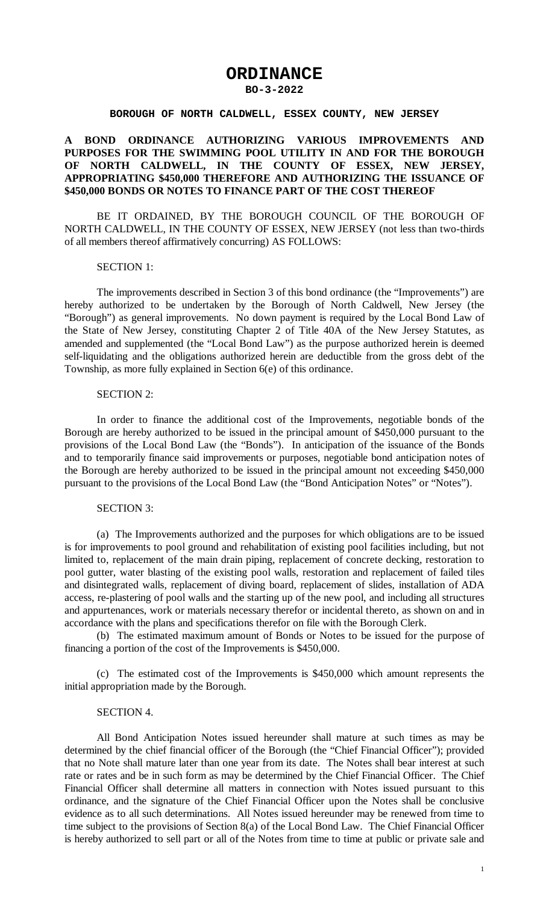# ORDINANCE

**BO-3-2022**

**BOROUGH OF NORTH CALDWELL, ESSEX COUNTY, NEW JERSEY**

**A BOND ORDINANCE AUTHORIZING VARIOUS IMPROVEMENTS AND PURPOSES FOR THE SWIMMING POOL UTILITY IN AND FOR THE BOROUGH OF NORTH CALDWELL, IN THE COUNTY OF ESSEX, NEW JERSEY, APPROPRIATING $450,000 THEREFORE AND AUTHORIZING THE ISSUANCE OF $450,000 BONDS OR NOTES TO FINANCE PART OF THE COST THEREOF**

BE IT ORDAINED, BY THE BOROUGH COUNCIL OF THE BOROUGH OF NORTH CALDWELL, IN THE COUNTY OF ESSEX, NEW JERSEY (not less than two-thirds of all members thereof affirmatively concurring) AS FOLLOWS:

SECTION 1:

The improvements described in Section 3 of this bond ordinance (the "Improvements") are hereby authorized to be undertaken by the Borough of North Caldwell, New Jersey (the "Borough") as general improvements. No down payment is required by the Local Bond Law of the State of New Jersey, constituting Chapter 2 of Title 40A of the New Jersey Statutes, as amended and supplemented (the "Local Bond Law") as the purpose authorized herein is deemed self-liquidating and the obligations authorized herein are deductible from the gross debt of the Township, as more fully explained in Section 6(e) of this ordinance.

SECTION 2:

In order to finance the additional cost of the Improvements, negotiable bonds of the Borough are hereby authorized to be issued in the principal amount of $450,000 pursuant to the provisions of the Local Bond Law (the "Bonds"). In anticipation of the issuance of the Bonds and to temporarily finance said improvements or purposes, negotiable bond anticipation notes of the Borough are hereby authorized to be issued in the principal amount not exceeding $450,000 pursuant to the provisions of the Local Bond Law (the "Bond Anticipation Notes" or "Notes").

SECTION 3:

(a) The Improvements authorized and the purposes for which obligations are to be issued is for improvements to pool ground and rehabilitation of existing pool facilities including, but not limited to, replacement of the main drain piping, replacement of concrete decking, restoration to pool gutter, water blasting of the existing pool walls, restoration and replacement of failed tiles and disintegrated walls, replacement of diving board, replacement of slides, installation of ADA access, re-plastering of pool walls and the starting up of the new pool, and including all structures and appurtenances, work or materials necessary therefor or incidental thereto, as shown on and in accordance with the plans and specifications therefor on file with the Borough Clerk.

(b) The estimated maximum amount of Bonds or Notes to be issued for the purpose of financing a portion of the cost of the Improvements is $450,000.

(c) The estimated cost of the Improvements is $450,000 which amount represents the initial appropriation made by the Borough.

SECTION 4.

All Bond Anticipation Notes issued hereunder shall mature at such times as may be determined by the chief financial officer of the Borough (the "Chief Financial Officer"); provided that no Note shall mature later than one year from its date. The Notes shall bear interest at such rate or rates and be in such form as may be determined by the Chief Financial Officer. The Chief Financial Officer shall determine all matters in connection with Notes issued pursuant to this ordinance, and the signature of the Chief Financial Officer upon the Notes shall be conclusive evidence as to all such determinations. All Notes issued hereunder may be renewed from time to time subject to the provisions of Section 8(a) of the Local Bond Law. The Chief Financial Officer is hereby authorized to sell part or all of the Notes from time to time at public or private sale and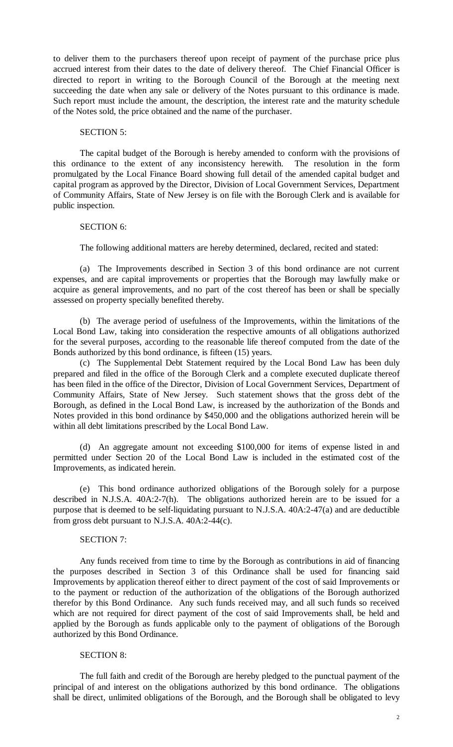to deliver them to the purchasers thereof upon receipt of payment of the purchase price plus accrued interest from their dates to the date of delivery thereof. The Chief Financial Officer is directed to report in writing to the Borough Council of the Borough at the meeting next succeeding the date when any sale or delivery of the Notes pursuant to this ordinance is made. Such report must include the amount, the description, the interest rate and the maturity schedule of the Notes sold, the price obtained and the name of the purchaser.

SECTION 5:

The capital budget of the Borough is hereby amended to conform with the provisions of this ordinance to the extent of any inconsistency herewith. The resolution in the form promulgated by the Local Finance Board showing full detail of the amended capital budget and capital program as approved by the Director, Division of Local Government Services, Department of Community Affairs, State of New Jersey is on file with the Borough Clerk and is available for public inspection.

SECTION 6:

The following additional matters are hereby determined, declared, recited and stated:

(a) The Improvements described in Section 3 of this bond ordinance are not current expenses, and are capital improvements or properties that the Borough may lawfully make or acquire as general improvements, and no part of the cost thereof has been or shall be specially assessed on property specially benefited thereby.

(b) The average period of usefulness of the Improvements, within the limitations of the Local Bond Law, taking into consideration the respective amounts of all obligations authorized for the several purposes, according to the reasonable life thereof computed from the date of the Bonds authorized by this bond ordinance, is fifteen (15) years.

(c) The Supplemental Debt Statement required by the Local Bond Law has been duly prepared and filed in the office of the Borough Clerk and a complete executed duplicate thereof has been filed in the office of the Director, Division of Local Government Services, Department of Community Affairs, State of New Jersey. Such statement shows that the gross debt of the Borough, as defined in the Local Bond Law, is increased by the authorization of the Bonds and Notes provided in this bond ordinance by $450,000 and the obligations authorized herein will be within all debt limitations prescribed by the Local Bond Law.

(d) An aggregate amount not exceeding $100,000 for items of expense listed in and permitted under Section 20 of the Local Bond Law is included in the estimated cost of the Improvements, as indicated herein.

(e) This bond ordinance authorized obligations of the Borough solely for a purpose described in N.J.S.A. 40A:2-7(h). The obligations authorized herein are to be issued for a purpose that is deemed to be self-liquidating pursuant to N.J.S.A. 40A:2-47(a) and are deductible from gross debt pursuant to N.J.S.A. 40A:2-44(c).

SECTION 7:

Any funds received from time to time by the Borough as contributions in aid of financing the purposes described in Section 3 of this Ordinance shall be used for financing said Improvements by application thereof either to direct payment of the cost of said Improvements or to the payment or reduction of the authorization of the obligations of the Borough authorized therefor by this Bond Ordinance. Any such funds received may, and all such funds so received which are not required for direct payment of the cost of said Improvements shall, be held and applied by the Borough as funds applicable only to the payment of obligations of the Borough authorized by this Bond Ordinance.

SECTION 8:

The full faith and credit of the Borough are hereby pledged to the punctual payment of the principal of and interest on the obligations authorized by this bond ordinance. The obligations shall be direct, unlimited obligations of the Borough, and the Borough shall be obligated to levy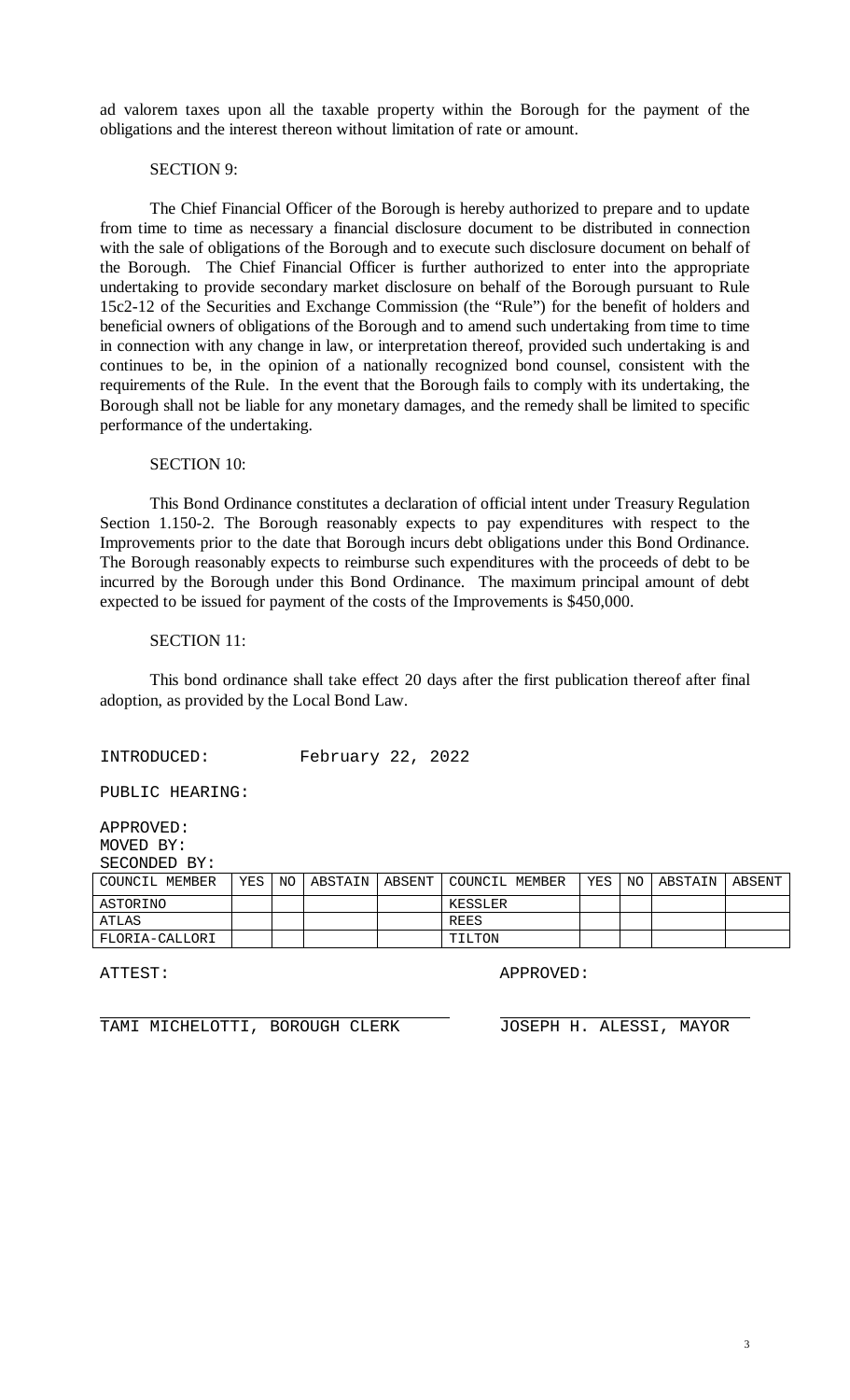ad valorem taxes upon all the taxable property within the Borough for the payment of the obligations and the interest thereon without limitation of rate or amount.

SECTION 9:

The Chief Financial Officer of the Borough is hereby authorized to prepare and to update from time to time as necessary a financial disclosure document to be distributed in connection with the sale of obligations of the Borough and to execute such disclosure document on behalf of the Borough. The Chief Financial Officer is further authorized to enter into the appropriate undertaking to provide secondary market disclosure on behalf of the Borough pursuant to Rule 15c2-12 of the Securities and Exchange Commission (the "Rule") for the benefit of holders and beneficial owners of obligations of the Borough and to amend such undertaking from time to time in connection with any change in law, or interpretation thereof, provided such undertaking is and continues to be, in the opinion of a nationally recognized bond counsel, consistent with the requirements of the Rule. In the event that the Borough fails to comply with its undertaking, the Borough shall not be liable for any monetary damages, and the remedy shall be limited to specific performance of the undertaking.

SECTION 10:

This Bond Ordinance constitutes a declaration of official intent under Treasury Regulation Section 1.150-2. The Borough reasonably expects to pay expenditures with respect to the Improvements prior to the date that Borough incurs debt obligations under this Bond Ordinance. The Borough reasonably expects to reimburse such expenditures with the proceeds of debt to be incurred by the Borough under this Bond Ordinance. The maximum principal amount of debt expected to be issued for payment of the costs of the Improvements is $450,000.

SECTION 11:

This bond ordinance shall take effect 20 days after the first publication thereof after final adoption, as provided by the Local Bond Law.

INTRODUCED: February 22, 2022

PUBLIC HEARING:

APPROVED:
MOVED BY:
SECONDED BY:

| COUNCIL MEMBER | YES | NO | ABSTAIN | ABSENT | COUNCIL MEMBER | YES | NO | ABSTAIN | ABSENT |
|---|---|---|---|---|---|---|---|---|---|
| ASTORINO | | | | | KESSLER | | | | |
| ATLAS | | | | | REES | | | | |
| FLORIA-CALLORI | | | | | TILTON | | | | |

ATTEST: APPROVED:

TAMI MICHELOTTI, BOROUGH CLERK

JOSEPH H. ALESSI, MAYOR